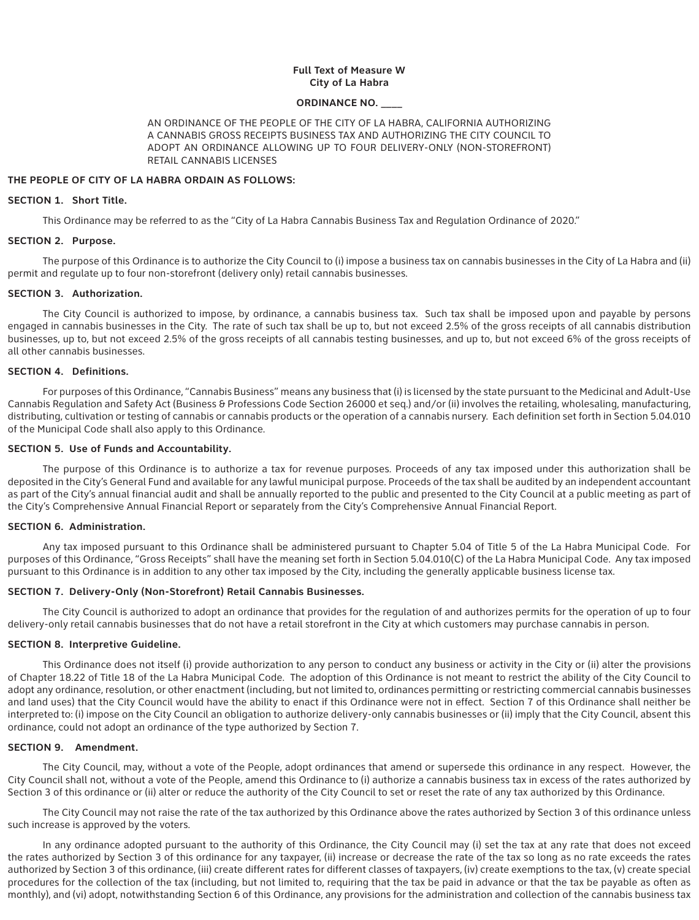**Full Text of Measure W**
**City of La Habra**

**ORDINANCE NO. \_\_\_\_**

AN ORDINANCE OF THE PEOPLE OF THE CITY OF LA HABRA, CALIFORNIA AUTHORIZING A CANNABIS GROSS RECEIPTS BUSINESS TAX AND AUTHORIZING THE CITY COUNCIL TO ADOPT AN ORDINANCE ALLOWING UP TO FOUR DELIVERY-ONLY (NON-STOREFRONT) RETAIL CANNABIS LICENSES

**THE PEOPLE OF CITY OF LA HABRA ORDAIN AS FOLLOWS:**

**SECTION 1. Short Title.**

This Ordinance may be referred to as the "City of La Habra Cannabis Business Tax and Regulation Ordinance of 2020."

**SECTION 2. Purpose.**

The purpose of this Ordinance is to authorize the City Council to (i) impose a business tax on cannabis businesses in the City of La Habra and (ii) permit and regulate up to four non-storefront (delivery only) retail cannabis businesses.

**SECTION 3. Authorization.**

The City Council is authorized to impose, by ordinance, a cannabis business tax. Such tax shall be imposed upon and payable by persons engaged in cannabis businesses in the City. The rate of such tax shall be up to, but not exceed 2.5% of the gross receipts of all cannabis distribution businesses, up to, but not exceed 2.5% of the gross receipts of all cannabis testing businesses, and up to, but not exceed 6% of the gross receipts of all other cannabis businesses.

**SECTION 4. Definitions.**

For purposes of this Ordinance, "Cannabis Business" means any business that (i) is licensed by the state pursuant to the Medicinal and Adult-Use Cannabis Regulation and Safety Act (Business & Professions Code Section 26000 et seq.) and/or (ii) involves the retailing, wholesaling, manufacturing, distributing, cultivation or testing of cannabis or cannabis products or the operation of a cannabis nursery. Each definition set forth in Section 5.04.010 of the Municipal Code shall also apply to this Ordinance.

**SECTION 5. Use of Funds and Accountability.**

The purpose of this Ordinance is to authorize a tax for revenue purposes. Proceeds of any tax imposed under this authorization shall be deposited in the City's General Fund and available for any lawful municipal purpose. Proceeds of the tax shall be audited by an independent accountant as part of the City's annual financial audit and shall be annually reported to the public and presented to the City Council at a public meeting as part of the City's Comprehensive Annual Financial Report or separately from the City's Comprehensive Annual Financial Report.

**SECTION 6. Administration.**

Any tax imposed pursuant to this Ordinance shall be administered pursuant to Chapter 5.04 of Title 5 of the La Habra Municipal Code. For purposes of this Ordinance, "Gross Receipts" shall have the meaning set forth in Section 5.04.010(C) of the La Habra Municipal Code. Any tax imposed pursuant to this Ordinance is in addition to any other tax imposed by the City, including the generally applicable business license tax.

**SECTION 7. Delivery-Only (Non-Storefront) Retail Cannabis Businesses.**

The City Council is authorized to adopt an ordinance that provides for the regulation of and authorizes permits for the operation of up to four delivery-only retail cannabis businesses that do not have a retail storefront in the City at which customers may purchase cannabis in person.

**SECTION 8. Interpretive Guideline.**

This Ordinance does not itself (i) provide authorization to any person to conduct any business or activity in the City or (ii) alter the provisions of Chapter 18.22 of Title 18 of the La Habra Municipal Code. The adoption of this Ordinance is not meant to restrict the ability of the City Council to adopt any ordinance, resolution, or other enactment (including, but not limited to, ordinances permitting or restricting commercial cannabis businesses and land uses) that the City Council would have the ability to enact if this Ordinance were not in effect. Section 7 of this Ordinance shall neither be interpreted to: (i) impose on the City Council an obligation to authorize delivery-only cannabis businesses or (ii) imply that the City Council, absent this ordinance, could not adopt an ordinance of the type authorized by Section 7.

**SECTION 9. Amendment.**

The City Council, may, without a vote of the People, adopt ordinances that amend or supersede this ordinance in any respect. However, the City Council shall not, without a vote of the People, amend this Ordinance to (i) authorize a cannabis business tax in excess of the rates authorized by Section 3 of this ordinance or (ii) alter or reduce the authority of the City Council to set or reset the rate of any tax authorized by this Ordinance.

The City Council may not raise the rate of the tax authorized by this Ordinance above the rates authorized by Section 3 of this ordinance unless such increase is approved by the voters.

In any ordinance adopted pursuant to the authority of this Ordinance, the City Council may (i) set the tax at any rate that does not exceed the rates authorized by Section 3 of this ordinance for any taxpayer, (ii) increase or decrease the rate of the tax so long as no rate exceeds the rates authorized by Section 3 of this ordinance, (iii) create different rates for different classes of taxpayers, (iv) create exemptions to the tax, (v) create special procedures for the collection of the tax (including, but not limited to, requiring that the tax be paid in advance or that the tax be payable as often as monthly), and (vi) adopt, notwithstanding Section 6 of this Ordinance, any provisions for the administration and collection of the cannabis business tax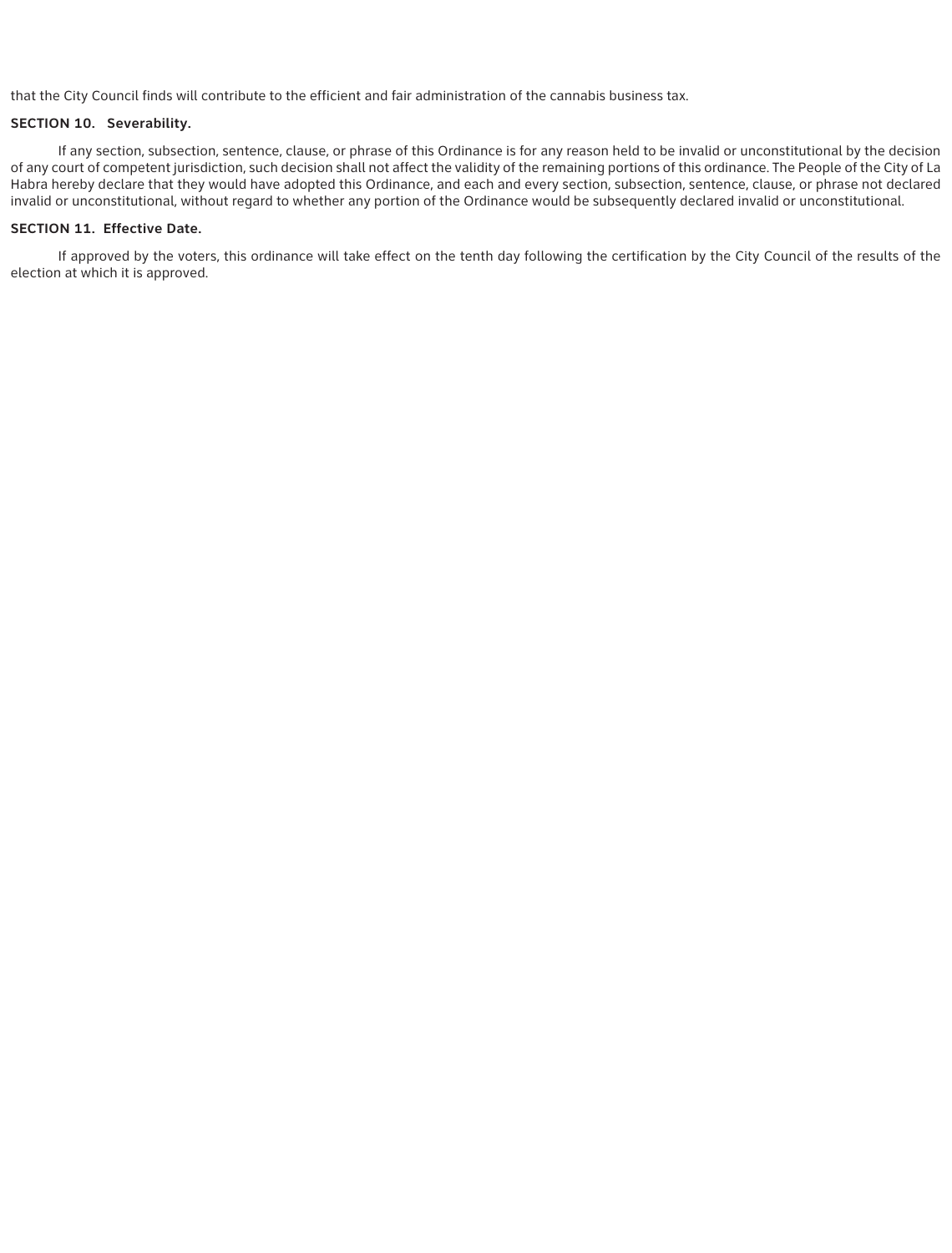that the City Council finds will contribute to the efficient and fair administration of the cannabis business tax.

**SECTION 10. Severability.**

If any section, subsection, sentence, clause, or phrase of this Ordinance is for any reason held to be invalid or unconstitutional by the decision of any court of competent jurisdiction, such decision shall not affect the validity of the remaining portions of this ordinance. The People of the City of La Habra hereby declare that they would have adopted this Ordinance, and each and every section, subsection, sentence, clause, or phrase not declared invalid or unconstitutional, without regard to whether any portion of the Ordinance would be subsequently declared invalid or unconstitutional.

**SECTION 11. Effective Date.**

If approved by the voters, this ordinance will take effect on the tenth day following the certification by the City Council of the results of the election at which it is approved.